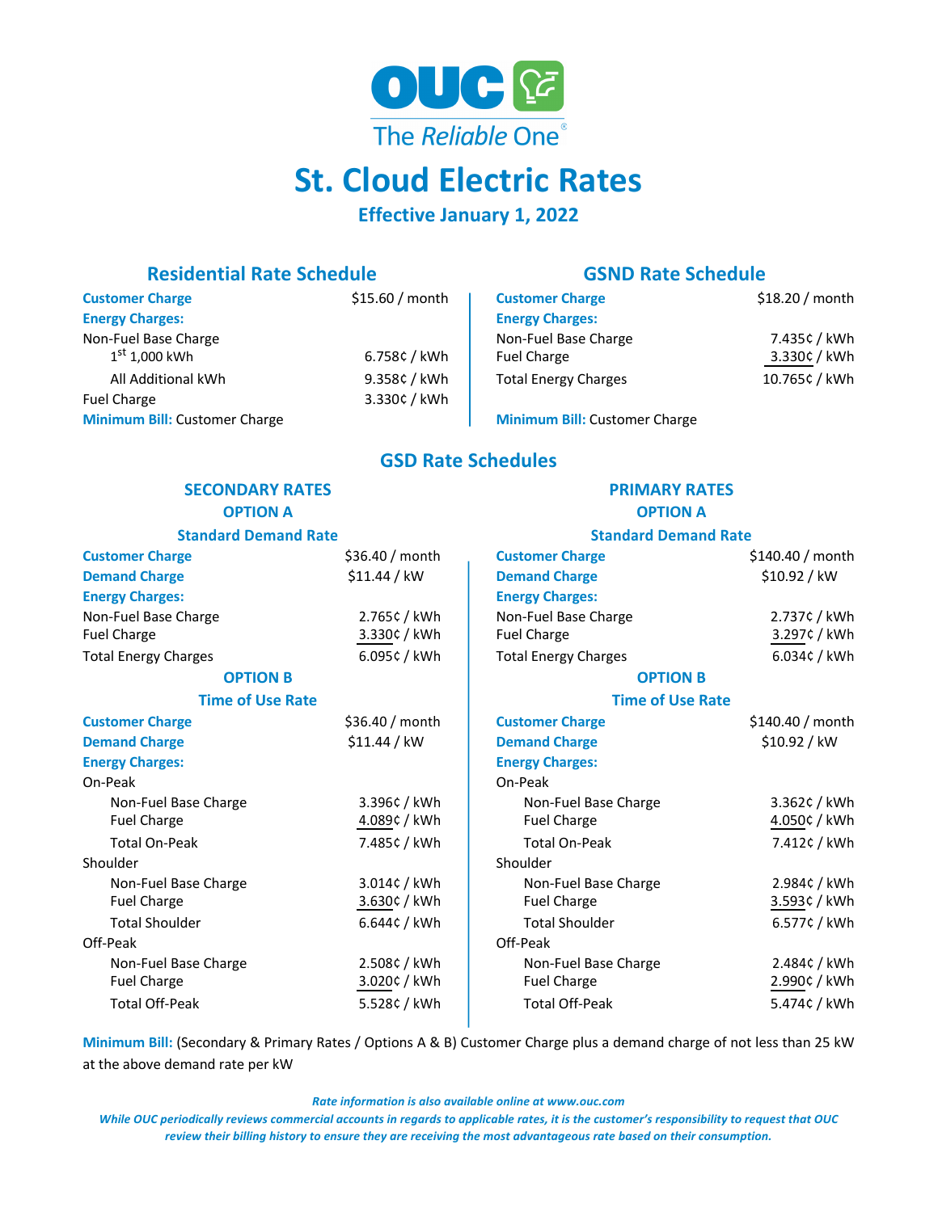# OUC The Reliable One®

# St. Cloud Electric Rates

## Effective January 1, 2022

### Residential Rate Schedule

| | |
|---|---|
| **Customer Charge** | $15.60 / month |
| **Energy Charges:** | |
| Non-Fuel Base Charge | |
| 1st 1,000 kWh | 6.758¢ / kWh |
| All Additional kWh | 9.358¢ / kWh |
| Fuel Charge | 3.330¢ / kWh |

**Minimum Bill:** Customer Charge

### GSND Rate Schedule

| | |
|---|---|
| **Customer Charge** | $18.20 / month |
| **Energy Charges:** | |
| Non-Fuel Base Charge | 7.435¢ / kWh |
| Fuel Charge | 3.330¢ / kWh |
| Total Energy Charges | 10.765¢ / kWh |

**Minimum Bill:** Customer Charge

## GSD Rate Schedules

### SECONDARY RATES

#### OPTION A

##### Standard Demand Rate

| | |
|---|---|
| **Customer Charge** | $36.40 / month |
| **Demand Charge** | $11.44 / kW |
| **Energy Charges:** | |
| Non-Fuel Base Charge | 2.765¢ / kWh |
| Fuel Charge | 3.330¢ / kWh |
| Total Energy Charges | 6.095¢ / kWh |

#### OPTION B

##### Time of Use Rate

| | |
|---|---|
| **Customer Charge** | $36.40 / month |
| **Demand Charge** | $11.44 / kW |
| **Energy Charges:** | |
| On-Peak | |
| Non-Fuel Base Charge | 3.396¢ / kWh |
| Fuel Charge | 4.089¢ / kWh |
| Total On-Peak | 7.485¢ / kWh |
| Shoulder | |
| Non-Fuel Base Charge | 3.014¢ / kWh |
| Fuel Charge | 3.630¢ / kWh |
| Total Shoulder | 6.644¢ / kWh |
| Off-Peak | |
| Non-Fuel Base Charge | 2.508¢ / kWh |
| Fuel Charge | 3.020¢ / kWh |
| Total Off-Peak | 5.528¢ / kWh |

### PRIMARY RATES

#### OPTION A

##### Standard Demand Rate

| | |
|---|---|
| **Customer Charge** | $140.40 / month |
| **Demand Charge** | $10.92 / kW |
| **Energy Charges:** | |
| Non-Fuel Base Charge | 2.737¢ / kWh |
| Fuel Charge | 3.297¢ / kWh |
| Total Energy Charges | 6.034¢ / kWh |

#### OPTION B

##### Time of Use Rate

| | |
|---|---|
| **Customer Charge** | $140.40 / month |
| **Demand Charge** | $10.92 / kW |
| **Energy Charges:** | |
| On-Peak | |
| Non-Fuel Base Charge | 3.362¢ / kWh |
| Fuel Charge | 4.050¢ / kWh |
| Total On-Peak | 7.412¢ / kWh |
| Shoulder | |
| Non-Fuel Base Charge | 2.984¢ / kWh |
| Fuel Charge | 3.593¢ / kWh |
| Total Shoulder | 6.577¢ / kWh |
| Off-Peak | |
| Non-Fuel Base Charge | 2.484¢ / kWh |
| Fuel Charge | 2.990¢ / kWh |
| Total Off-Peak | 5.474¢ / kWh |

**Minimum Bill:** (Secondary & Primary Rates / Options A & B) Customer Charge plus a demand charge of not less than 25 kW at the above demand rate per kW

***Rate information is also available online at www.ouc.com***

***While OUC periodically reviews commercial accounts in regards to applicable rates, it is the customer's responsibility to request that OUC review their billing history to ensure they are receiving the most advantageous rate based on their consumption.***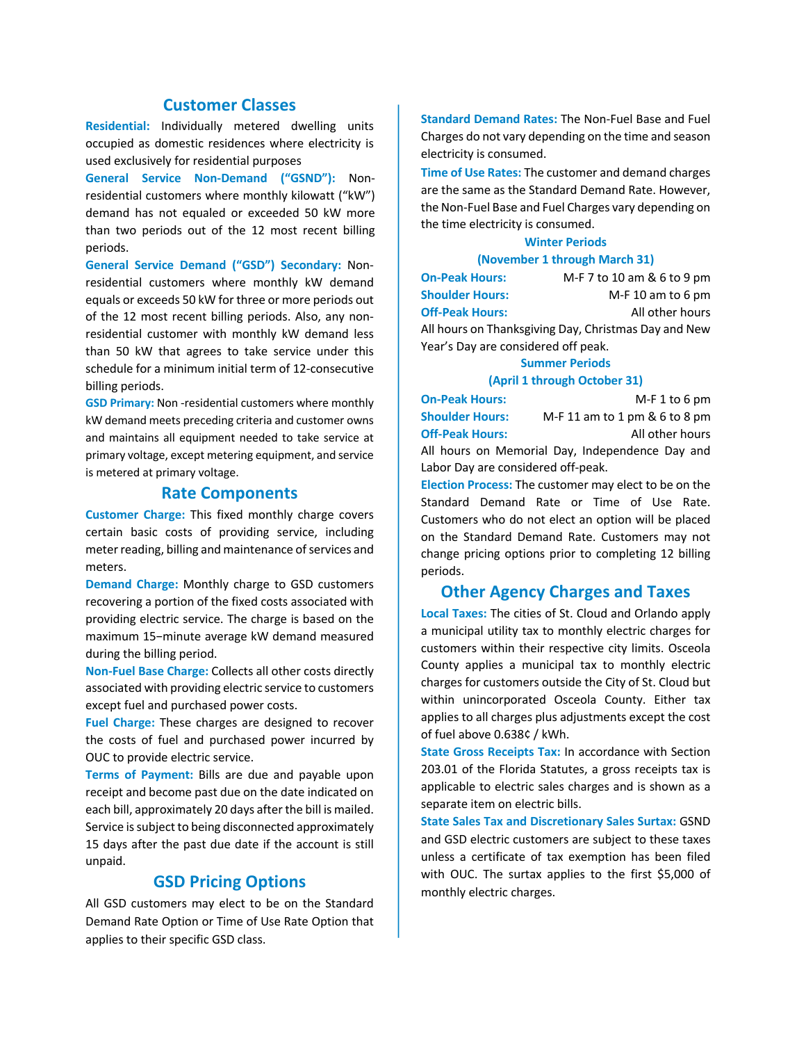## Customer Classes

**Residential:** Individually metered dwelling units occupied as domestic residences where electricity is used exclusively for residential purposes

**General Service Non-Demand ("GSND"):** Non-residential customers where monthly kilowatt ("kW") demand has not equaled or exceeded 50 kW more than two periods out of the 12 most recent billing periods.

**General Service Demand ("GSD") Secondary:** Non-residential customers where monthly kW demand equals or exceeds 50 kW for three or more periods out of the 12 most recent billing periods. Also, any non-residential customer with monthly kW demand less than 50 kW that agrees to take service under this schedule for a minimum initial term of 12-consecutive billing periods.

**GSD Primary:** Non -residential customers where monthly kW demand meets preceding criteria and customer owns and maintains all equipment needed to take service at primary voltage, except metering equipment, and service is metered at primary voltage.

## Rate Components

**Customer Charge:** This fixed monthly charge covers certain basic costs of providing service, including meter reading, billing and maintenance of services and meters.

**Demand Charge:** Monthly charge to GSD customers recovering a portion of the fixed costs associated with providing electric service. The charge is based on the maximum 15–minute average kW demand measured during the billing period.

**Non-Fuel Base Charge:** Collects all other costs directly associated with providing electric service to customers except fuel and purchased power costs.

**Fuel Charge:** These charges are designed to recover the costs of fuel and purchased power incurred by OUC to provide electric service.

**Terms of Payment:** Bills are due and payable upon receipt and become past due on the date indicated on each bill, approximately 20 days after the bill is mailed. Service is subject to being disconnected approximately 15 days after the past due date if the account is still unpaid.

## GSD Pricing Options

All GSD customers may elect to be on the Standard Demand Rate Option or Time of Use Rate Option that applies to their specific GSD class.

**Standard Demand Rates:** The Non-Fuel Base and Fuel Charges do not vary depending on the time and season electricity is consumed.

**Time of Use Rates:** The customer and demand charges are the same as the Standard Demand Rate. However, the Non-Fuel Base and Fuel Charges vary depending on the time electricity is consumed.

**Winter Periods**
**(November 1 through March 31)**

**On-Peak Hours:** M-F 7 to 10 am & 6 to 9 pm
**Shoulder Hours:** M-F 10 am to 6 pm
**Off-Peak Hours:** All other hours

All hours on Thanksgiving Day, Christmas Day and New Year's Day are considered off peak.

**Summer Periods**
**(April 1 through October 31)**

**On-Peak Hours:** M-F 1 to 6 pm
**Shoulder Hours:** M-F 11 am to 1 pm & 6 to 8 pm
**Off-Peak Hours:** All other hours

All hours on Memorial Day, Independence Day and Labor Day are considered off-peak.

**Election Process:** The customer may elect to be on the Standard Demand Rate or Time of Use Rate. Customers who do not elect an option will be placed on the Standard Demand Rate. Customers may not change pricing options prior to completing 12 billing periods.

## Other Agency Charges and Taxes

**Local Taxes:** The cities of St. Cloud and Orlando apply a municipal utility tax to monthly electric charges for customers within their respective city limits. Osceola County applies a municipal tax to monthly electric charges for customers outside the City of St. Cloud but within unincorporated Osceola County. Either tax applies to all charges plus adjustments except the cost of fuel above 0.638¢ / kWh.

**State Gross Receipts Tax:** In accordance with Section 203.01 of the Florida Statutes, a gross receipts tax is applicable to electric sales charges and is shown as a separate item on electric bills.

**State Sales Tax and Discretionary Sales Surtax:** GSND and GSD electric customers are subject to these taxes unless a certificate of tax exemption has been filed with OUC. The surtax applies to the first $5,000 of monthly electric charges.